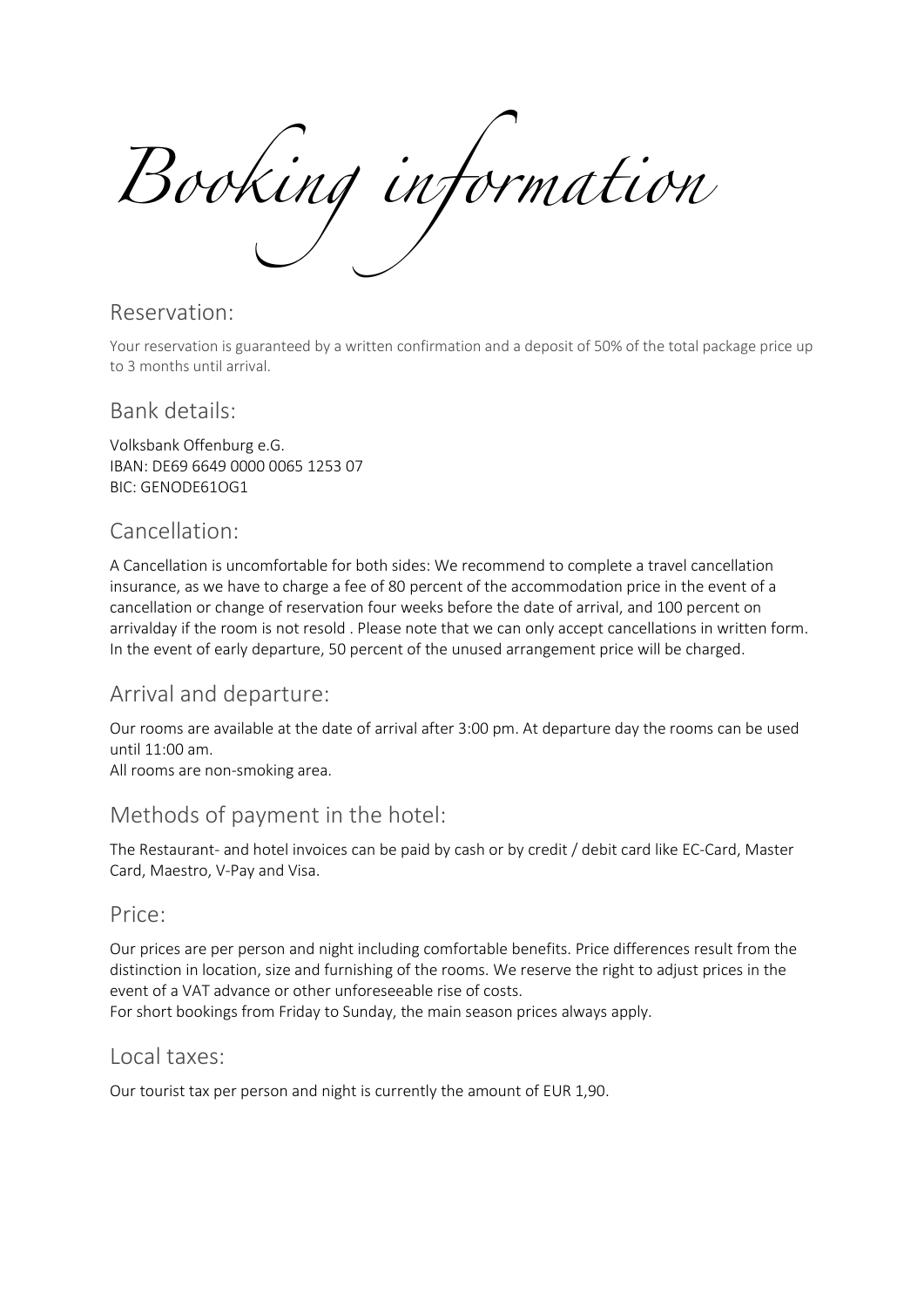# Booking information

## Reservation:

Your reservation is guaranteed by a written confirmation and a deposit of 50% of the total package price up to 3 months until arrival.

## Bank details:

Volksbank Offenburg e.G.
IBAN: DE69 6649 0000 0065 1253 07
BIC: GENODE61OG1

## Cancellation:

A Cancellation is uncomfortable for both sides: We recommend to complete a travel cancellation insurance, as we have to charge a fee of 80 percent of the accommodation price in the event of a cancellation or change of reservation four weeks before the date of arrival, and 100 percent on arrivalday if the room is not resold . Please note that we can only accept cancellations in written form. In the event of early departure, 50 percent of the unused arrangement price will be charged.

## Arrival and departure:

Our rooms are available at the date of arrival after 3:00 pm. At departure day the rooms can be used until 11:00 am.
All rooms are non-smoking area.

## Methods of payment in the hotel:

The Restaurant- and hotel invoices can be paid by cash or by credit / debit card like EC-Card, Master Card, Maestro, V-Pay and Visa.

## Price:

Our prices are per person and night including comfortable benefits. Price differences result from the distinction in location, size and furnishing of the rooms. We reserve the right to adjust prices in the event of a VAT advance or other unforeseeable rise of costs.
For short bookings from Friday to Sunday, the main season prices always apply.

## Local taxes:

Our tourist tax per person and night is currently the amount of EUR 1,90.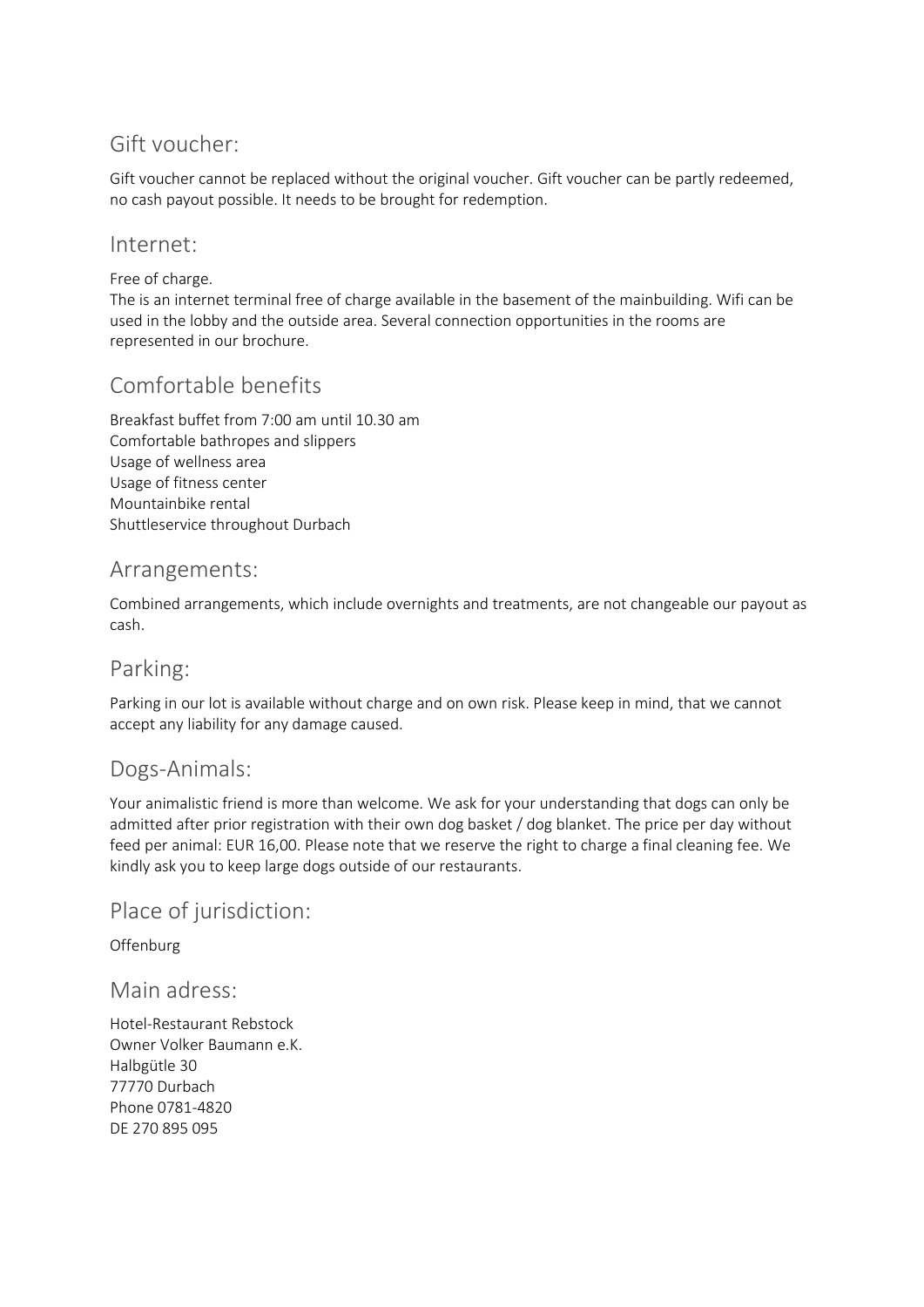## Gift voucher:

Gift voucher cannot be replaced without the original voucher. Gift voucher can be partly redeemed, no cash payout possible. It needs to be brought for redemption.

## Internet:

Free of charge.
The is an internet terminal free of charge available in the basement of the mainbuilding. Wifi can be used in the lobby and the outside area. Several connection opportunities in the rooms are represented in our brochure.

## Comfortable benefits

Breakfast buffet from 7:00 am until 10.30 am
Comfortable bathropes and slippers
Usage of wellness area
Usage of fitness center
Mountainbike rental
Shuttleservice throughout Durbach

## Arrangements:

Combined arrangements, which include overnights and treatments, are not changeable our payout as cash.

## Parking:

Parking in our lot is available without charge and on own risk. Please keep in mind, that we cannot accept any liability for any damage caused.

## Dogs-Animals:

Your animalistic friend is more than welcome. We ask for your understanding that dogs can only be admitted after prior registration with their own dog basket / dog blanket. The price per day without feed per animal: EUR 16,00. Please note that we reserve the right to charge a final cleaning fee. We kindly ask you to keep large dogs outside of our restaurants.

## Place of jurisdiction:

Offenburg

## Main adress:

Hotel-Restaurant Rebstock
Owner Volker Baumann e.K.
Halbgütle 30
77770 Durbach
Phone 0781-4820
DE 270 895 095